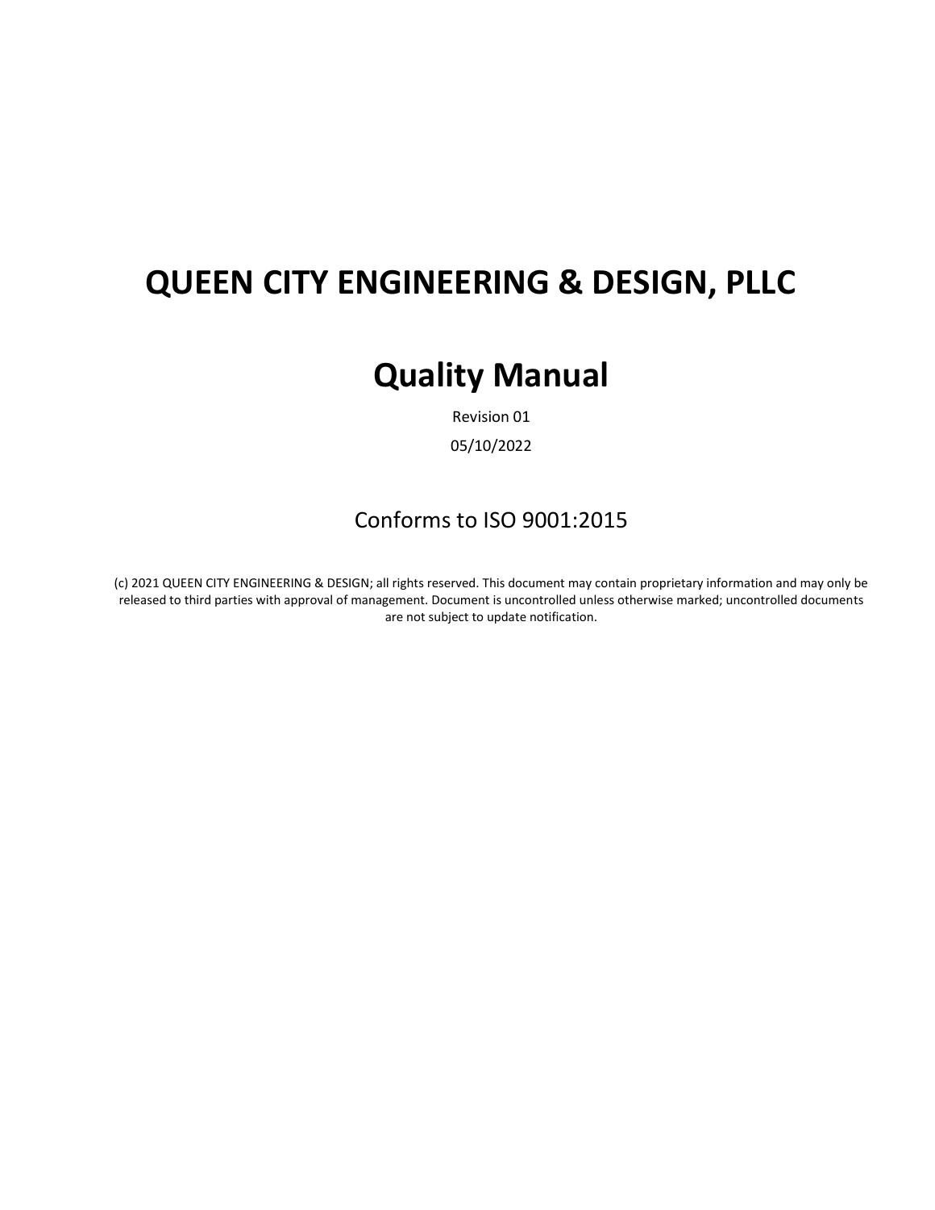# QUEEN CITY ENGINEERING & DESIGN, PLLC

# Quality Manual

Revision 01

05/10/2022

Conforms to ISO 9001:2015

(c) 2021 QUEEN CITY ENGINEERING & DESIGN; all rights reserved. This document may contain proprietary information and may only be released to third parties with approval of management. Document is uncontrolled unless otherwise marked; uncontrolled documents are not subject to update notification.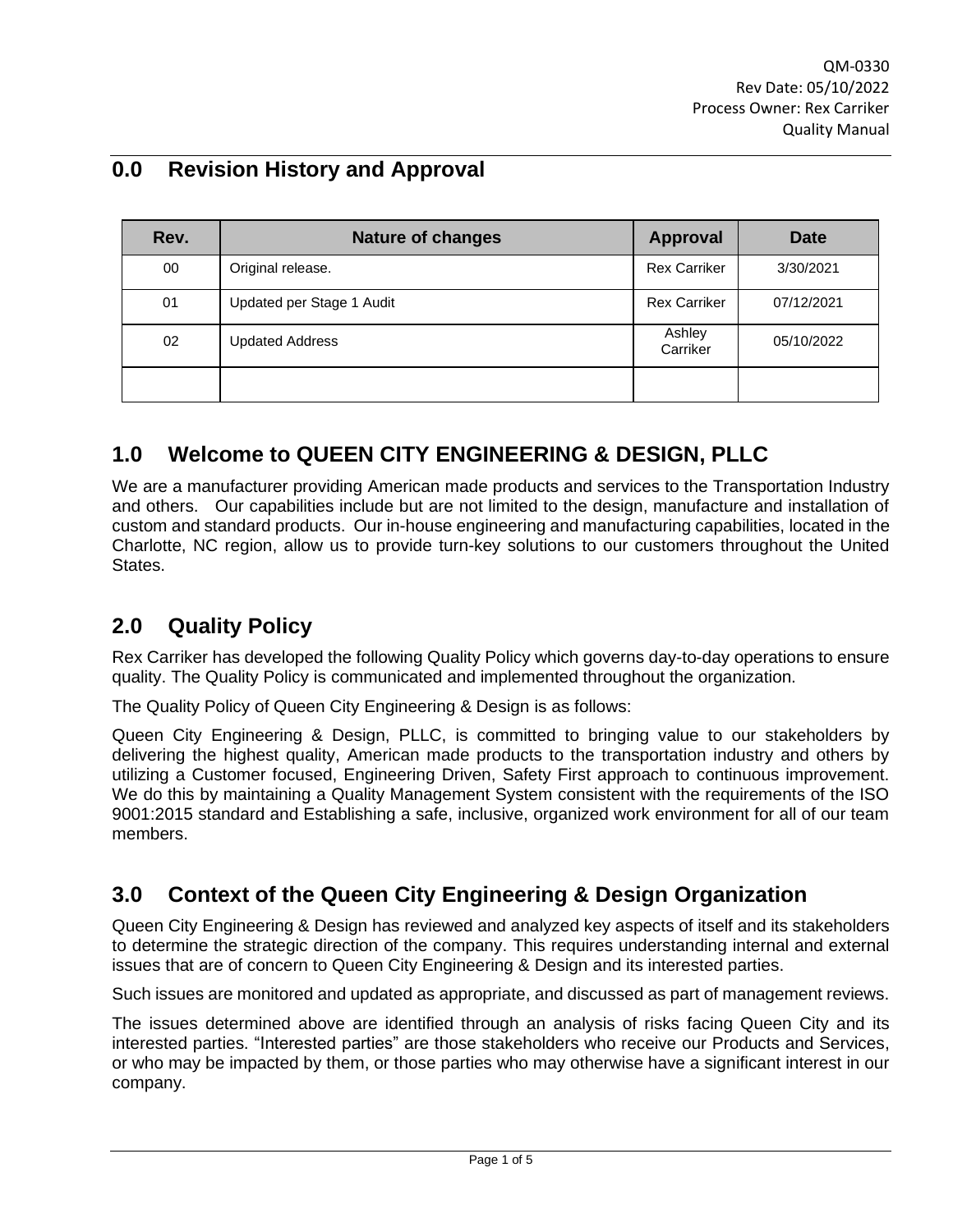## 0.0 Revision History and Approval

| Rev. | Nature of changes | Approval | Date |
|---|---|---|---|
| 00 | Original release. | Rex Carriker | 3/30/2021 |
| 01 | Updated per Stage 1 Audit | Rex Carriker | 07/12/2021 |
| 02 | Updated Address | Ashley Carriker | 05/10/2022 |
| | | | |

## 1.0 Welcome to QUEEN CITY ENGINEERING & DESIGN, PLLC

We are a manufacturer providing American made products and services to the Transportation Industry and others. Our capabilities include but are not limited to the design, manufacture and installation of custom and standard products. Our in-house engineering and manufacturing capabilities, located in the Charlotte, NC region, allow us to provide turn-key solutions to our customers throughout the United States.

## 2.0 Quality Policy

Rex Carriker has developed the following Quality Policy which governs day-to-day operations to ensure quality. The Quality Policy is communicated and implemented throughout the organization.

The Quality Policy of Queen City Engineering & Design is as follows:

Queen City Engineering & Design, PLLC, is committed to bringing value to our stakeholders by delivering the highest quality, American made products to the transportation industry and others by utilizing a Customer focused, Engineering Driven, Safety First approach to continuous improvement. We do this by maintaining a Quality Management System consistent with the requirements of the ISO 9001:2015 standard and Establishing a safe, inclusive, organized work environment for all of our team members.

## 3.0 Context of the Queen City Engineering & Design Organization

Queen City Engineering & Design has reviewed and analyzed key aspects of itself and its stakeholders to determine the strategic direction of the company. This requires understanding internal and external issues that are of concern to Queen City Engineering & Design and its interested parties.

Such issues are monitored and updated as appropriate, and discussed as part of management reviews.

The issues determined above are identified through an analysis of risks facing Queen City and its interested parties. "Interested parties" are those stakeholders who receive our Products and Services, or who may be impacted by them, or those parties who may otherwise have a significant interest in our company.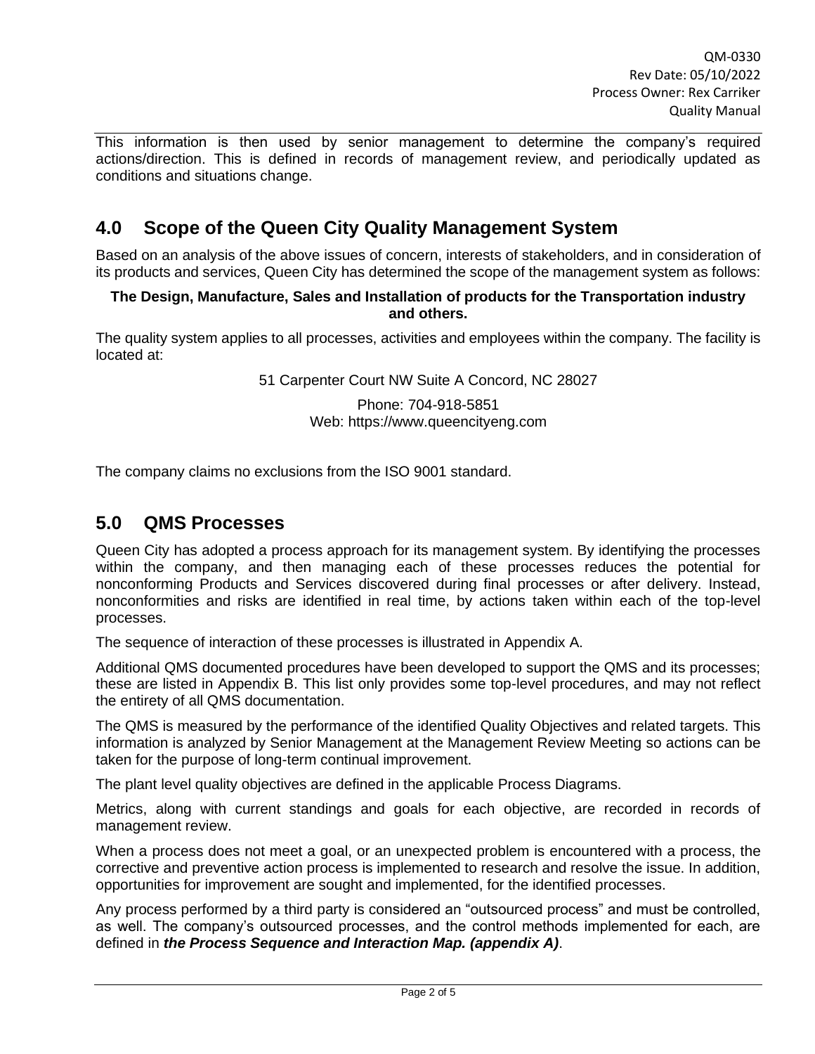This information is then used by senior management to determine the company's required actions/direction. This is defined in records of management review, and periodically updated as conditions and situations change.

## 4.0 Scope of the Queen City Quality Management System

Based on an analysis of the above issues of concern, interests of stakeholders, and in consideration of its products and services, Queen City has determined the scope of the management system as follows:

**The Design, Manufacture, Sales and Installation of products for the Transportation industry and others.**

The quality system applies to all processes, activities and employees within the company. The facility is located at:

51 Carpenter Court NW Suite A Concord, NC 28027

Phone: 704-918-5851
Web: https://www.queencityeng.com

The company claims no exclusions from the ISO 9001 standard.

## 5.0 QMS Processes

Queen City has adopted a process approach for its management system. By identifying the processes within the company, and then managing each of these processes reduces the potential for nonconforming Products and Services discovered during final processes or after delivery. Instead, nonconformities and risks are identified in real time, by actions taken within each of the top-level processes.

The sequence of interaction of these processes is illustrated in Appendix A.

Additional QMS documented procedures have been developed to support the QMS and its processes; these are listed in Appendix B. This list only provides some top-level procedures, and may not reflect the entirety of all QMS documentation.

The QMS is measured by the performance of the identified Quality Objectives and related targets. This information is analyzed by Senior Management at the Management Review Meeting so actions can be taken for the purpose of long-term continual improvement.

The plant level quality objectives are defined in the applicable Process Diagrams.

Metrics, along with current standings and goals for each objective, are recorded in records of management review.

When a process does not meet a goal, or an unexpected problem is encountered with a process, the corrective and preventive action process is implemented to research and resolve the issue. In addition, opportunities for improvement are sought and implemented, for the identified processes.

Any process performed by a third party is considered an "outsourced process" and must be controlled, as well. The company's outsourced processes, and the control methods implemented for each, are defined in ***the Process Sequence and Interaction Map. (appendix A)***.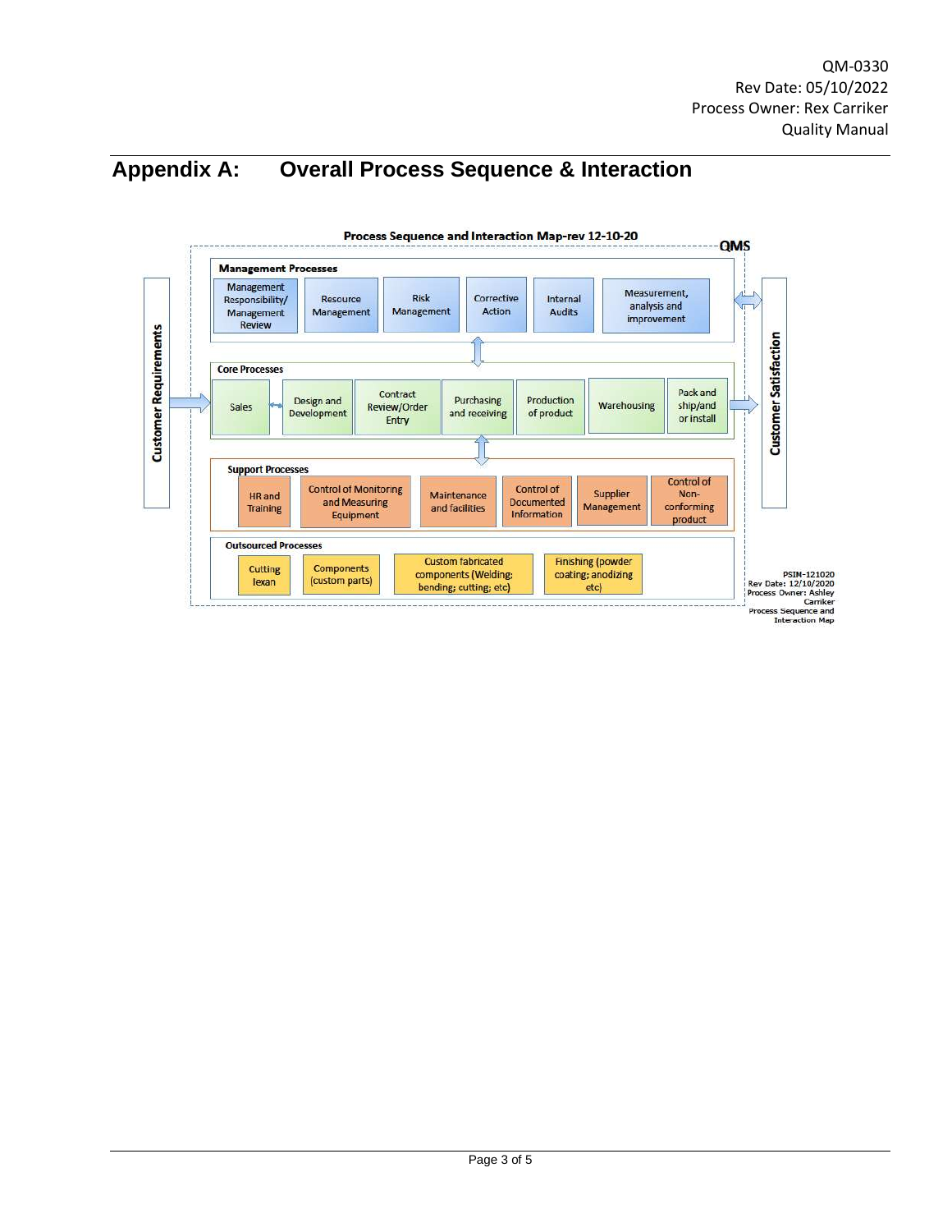## Appendix A: Overall Process Sequence & Interaction

**Process Sequence and Interaction Map-rev 12-10-20**

**QMS**

**Customer Requirements**

**Management Processes**

- Management Responsibility/ Management Review
- Resource Management
- Risk Management
- Corrective Action
- Internal Audits
- Measurement, analysis and improvement

**Core Processes**

- Sales
- Design and Development
- Contract Review/Order Entry
- Purchasing and receiving
- Production of product
- Warehousing
- Pack and ship/and or install

**Support Processes**

- HR and Training
- Control of Monitoring and Measuring Equipment
- Maintenance and facilities
- Control of Documented Information
- Supplier Management
- Control of Non-conforming product

**Outsourced Processes**

- Cutting lexan
- Components (custom parts)
- Custom fabricated components (Welding; bending; cutting; etc)
- Finishing (powder coating; anodizing etc)

**Customer Satisfaction**

PSIM-121020
Rev Date: 12/10/2020
Process Owner: Ashley Carriker
Process Sequence and Interaction Map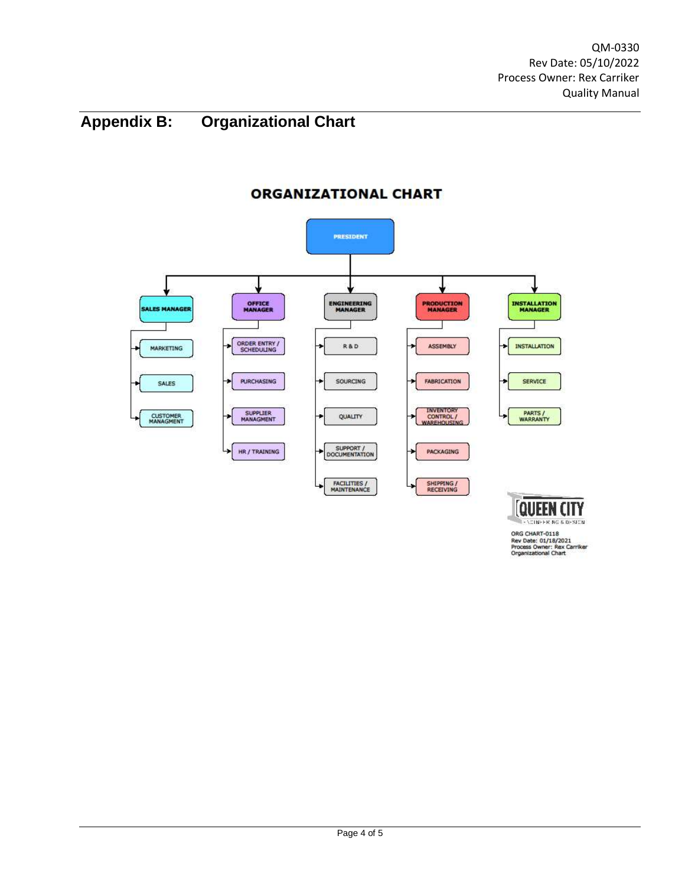## Appendix B: Organizational Chart

**ORGANIZATIONAL CHART**

- PRESIDENT
  - SALES MANAGER
    - MARKETING
    - SALES
    - CUSTOMER MANAGMENT
  - OFFICE MANAGER
    - ORDER ENTRY / SCHEDULING
    - PURCHASING
    - SUPPLIER MANAGMENT
    - HR / TRAINING
  - ENGINEERING MANAGER
    - R & D
    - SOURCING
    - QUALITY
    - SUPPORT / DOCUMENTATION
    - FACILITIES / MAINTENANCE
  - PRODUCTION MANAGER
    - ASSEMBLY
    - FABRICATION
    - INVENTORY CONTROL / WAREHOUSING
    - PACKAGING
    - SHIPPING / RECEIVING
  - INSTALLATION MANAGER
    - INSTALLATION
    - SERVICE
    - PARTS / WARRANTY

QUEEN CITY
ENGINEERING & DESIGN

ORG CHART-0118
Rev Date: 01/18/2021
Process Owner: Rex Carriker
Organizational Chart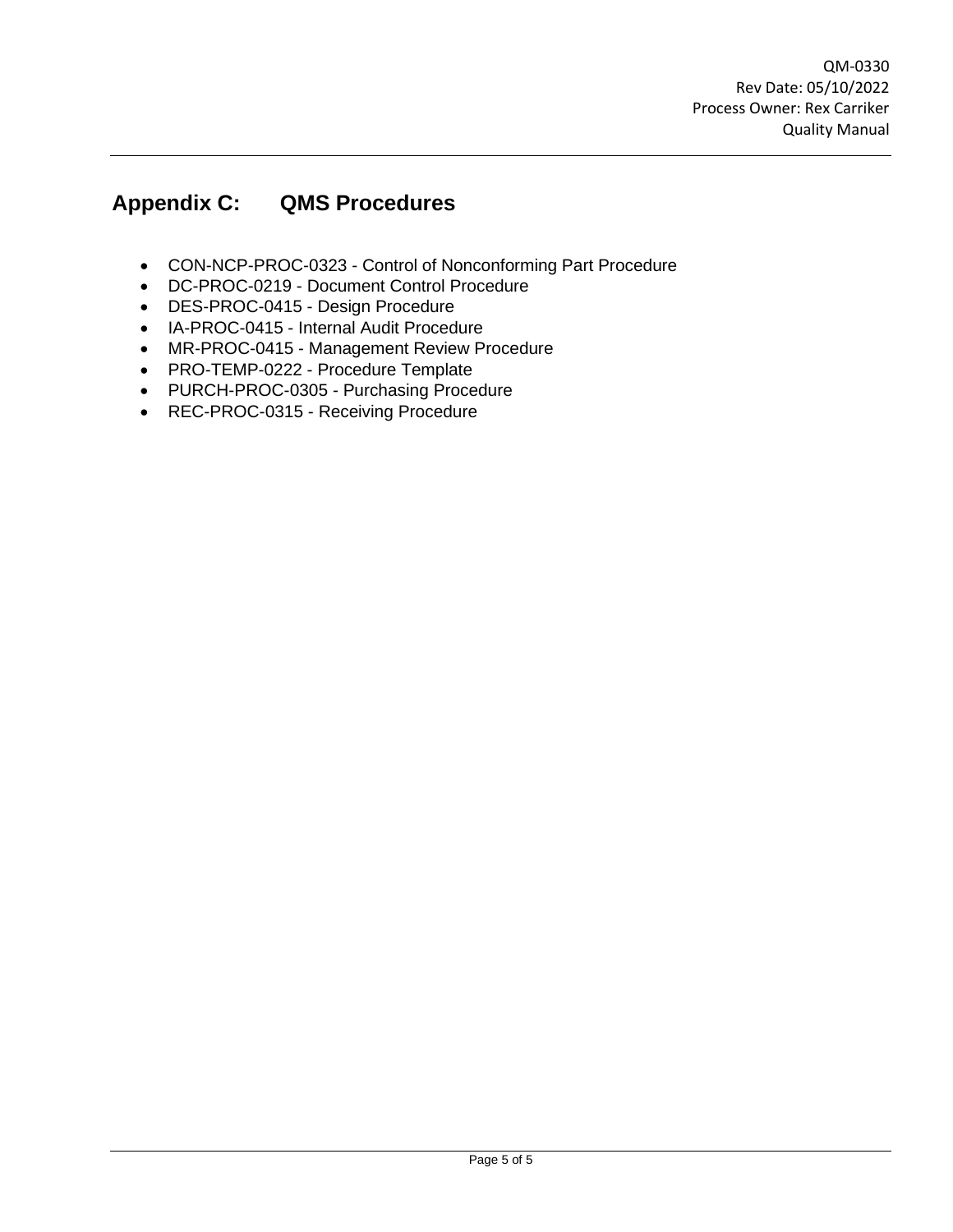## Appendix C: QMS Procedures

- CON-NCP-PROC-0323 - Control of Nonconforming Part Procedure
- DC-PROC-0219 - Document Control Procedure
- DES-PROC-0415 - Design Procedure
- IA-PROC-0415 - Internal Audit Procedure
- MR-PROC-0415 - Management Review Procedure
- PRO-TEMP-0222 - Procedure Template
- PURCH-PROC-0305 - Purchasing Procedure
- REC-PROC-0315 - Receiving Procedure